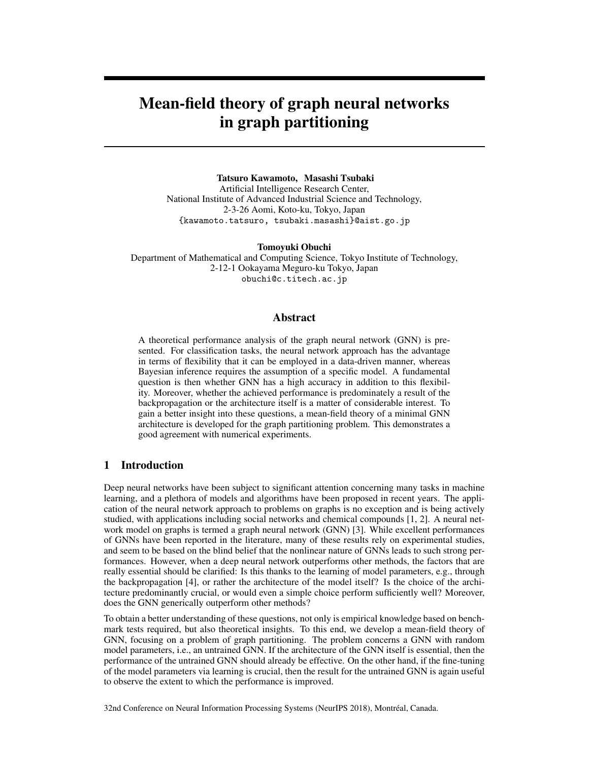# Mean-field theory of graph neural networks in graph partitioning

**Tatsuro Kawamoto, Masashi Tsubaki**
Artificial Intelligence Research Center,
National Institute of Advanced Industrial Science and Technology,
2-3-26 Aomi, Koto-ku, Tokyo, Japan
{kawamoto.tatsuro, tsubaki.masashi}@aist.go.jp

**Tomoyuki Obuchi**
Department of Mathematical and Computing Science, Tokyo Institute of Technology,
2-12-1 Ookayama Meguro-ku Tokyo, Japan
obuchi@c.titech.ac.jp

## Abstract

A theoretical performance analysis of the graph neural network (GNN) is presented. For classification tasks, the neural network approach has the advantage in terms of flexibility that it can be employed in a data-driven manner, whereas Bayesian inference requires the assumption of a specific model. A fundamental question is then whether GNN has a high accuracy in addition to this flexibility. Moreover, whether the achieved performance is predominately a result of the backpropagation or the architecture itself is a matter of considerable interest. To gain a better insight into these questions, a mean-field theory of a minimal GNN architecture is developed for the graph partitioning problem. This demonstrates a good agreement with numerical experiments.

## 1 Introduction

Deep neural networks have been subject to significant attention concerning many tasks in machine learning, and a plethora of models and algorithms have been proposed in recent years. The application of the neural network approach to problems on graphs is no exception and is being actively studied, with applications including social networks and chemical compounds [1, 2]. A neural network model on graphs is termed a graph neural network (GNN) [3]. While excellent performances of GNNs have been reported in the literature, many of these results rely on experimental studies, and seem to be based on the blind belief that the nonlinear nature of GNNs leads to such strong performances. However, when a deep neural network outperforms other methods, the factors that are really essential should be clarified: Is this thanks to the learning of model parameters, e.g., through the backpropagation [4], or rather the architecture of the model itself? Is the choice of the architecture predominantly crucial, or would even a simple choice perform sufficiently well? Moreover, does the GNN generically outperform other methods?

To obtain a better understanding of these questions, not only is empirical knowledge based on benchmark tests required, but also theoretical insights. To this end, we develop a mean-field theory of GNN, focusing on a problem of graph partitioning. The problem concerns a GNN with random model parameters, i.e., an untrained GNN. If the architecture of the GNN itself is essential, then the performance of the untrained GNN should already be effective. On the other hand, if the fine-tuning of the model parameters via learning is crucial, then the result for the untrained GNN is again useful to observe the extent to which the performance is improved.

32nd Conference on Neural Information Processing Systems (NeurIPS 2018), Montréal, Canada.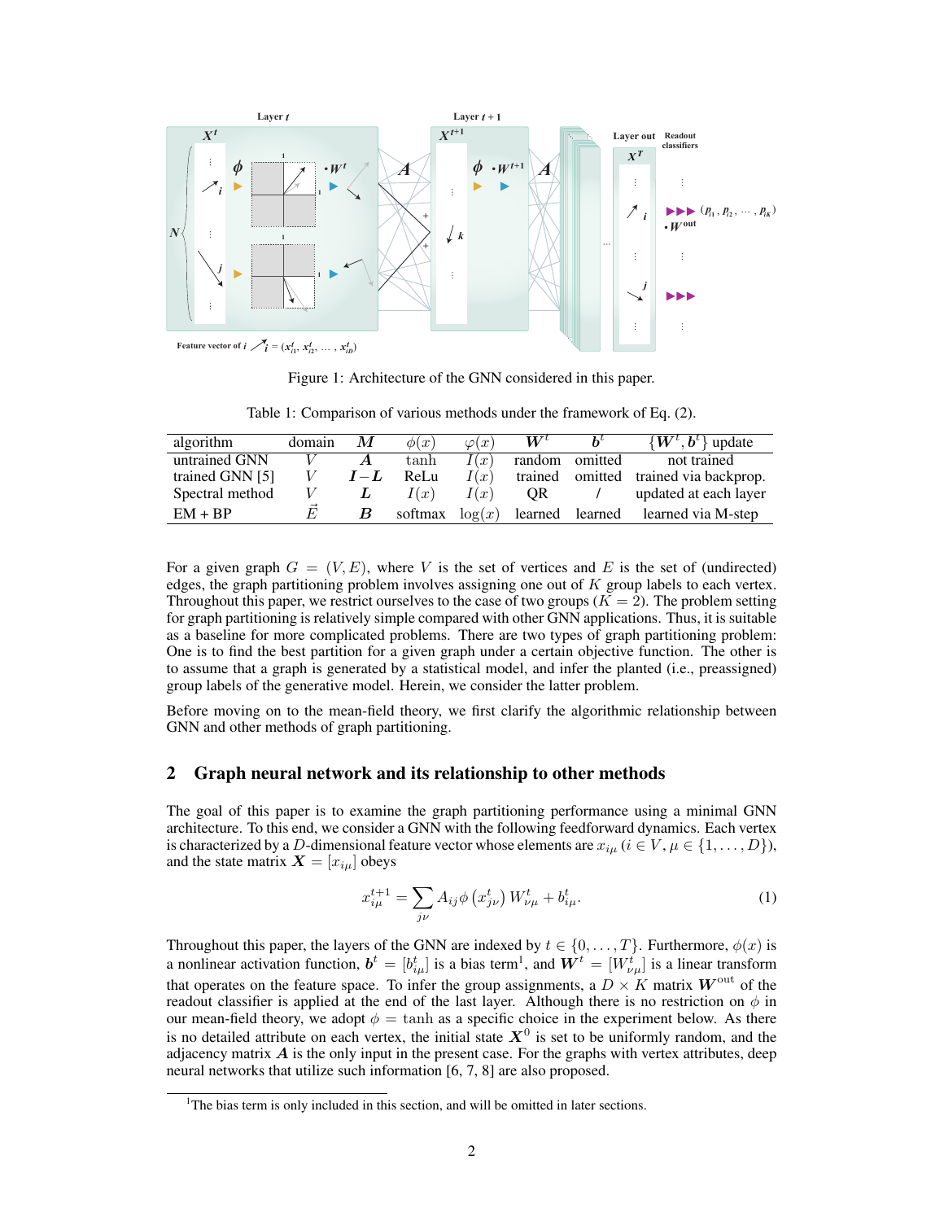Figure 1: Architecture of the GNN considered in this paper.

Table 1: Comparison of various methods under the framework of Eq. (2).

| algorithm | domain | $\boldsymbol{M}$ | $\phi(x)$ | $\varphi(x)$ | $\boldsymbol{W}^t$ | $\boldsymbol{b}^t$ | $\{\boldsymbol{W}^t, \boldsymbol{b}^t\}$ update |
|---|---|---|---|---|---|---|---|
| untrained GNN | $V$ | $\boldsymbol{A}$ | tanh | $I(x)$ | random | omitted | not trained |
| trained GNN [5] | $V$ | $\boldsymbol{I}-\boldsymbol{L}$ | ReLu | $I(x)$ | trained | omitted | trained via backprop. |
| Spectral method | $V$ | $\boldsymbol{L}$ | $I(x)$ | $I(x)$ | QR | / | updated at each layer |
| EM + BP | $\vec{E}$ | $\boldsymbol{B}$ | softmax | $\log(x)$ | learned | learned | learned via M-step |

For a given graph $G = (V, E)$, where $V$ is the set of vertices and $E$ is the set of (undirected) edges, the graph partitioning problem involves assigning one out of $K$ group labels to each vertex. Throughout this paper, we restrict ourselves to the case of two groups ($K = 2$). The problem setting for graph partitioning is relatively simple compared with other GNN applications. Thus, it is suitable as a baseline for more complicated problems. There are two types of graph partitioning problem: One is to find the best partition for a given graph under a certain objective function. The other is to assume that a graph is generated by a statistical model, and infer the planted (i.e., preassigned) group labels of the generative model. Herein, we consider the latter problem.

Before moving on to the mean-field theory, we first clarify the algorithmic relationship between GNN and other methods of graph partitioning.

## 2 Graph neural network and its relationship to other methods

The goal of this paper is to examine the graph partitioning performance using a minimal GNN architecture. To this end, we consider a GNN with the following feedforward dynamics. Each vertex is characterized by a $D$-dimensional feature vector whose elements are $x_{i\mu}$ ($i \in V, \mu \in \{1, \ldots, D\}$), and the state matrix $\boldsymbol{X} = [x_{i\mu}]$ obeys

$$x^{t+1}_{i\mu} = \sum_{j\nu} A_{ij} \phi\left(x^t_{j\nu}\right) W^t_{\nu\mu} + b^t_{i\mu}. \tag{1}$$

Throughout this paper, the layers of the GNN are indexed by $t \in \{0, \ldots, T\}$. Furthermore, $\phi(x)$ is a nonlinear activation function, $\boldsymbol{b}^t = [b^t_{i\mu}]$ is a bias term[1], and $\boldsymbol{W}^t = [W^t_{\nu\mu}]$ is a linear transform that operates on the feature space. To infer the group assignments, a $D \times K$ matrix $\boldsymbol{W}^{\mathrm{out}}$ of the readout classifier is applied at the end of the last layer. Although there is no restriction on $\phi$ in our mean-field theory, we adopt $\phi = \tanh$ as a specific choice in the experiment below. As there is no detailed attribute on each vertex, the initial state $\boldsymbol{X}^0$ is set to be uniformly random, and the adjacency matrix $\boldsymbol{A}$ is the only input in the present case. For the graphs with vertex attributes, deep neural networks that utilize such information [6, 7, 8] are also proposed.

[1]The bias term is only included in this section, and will be omitted in later sections.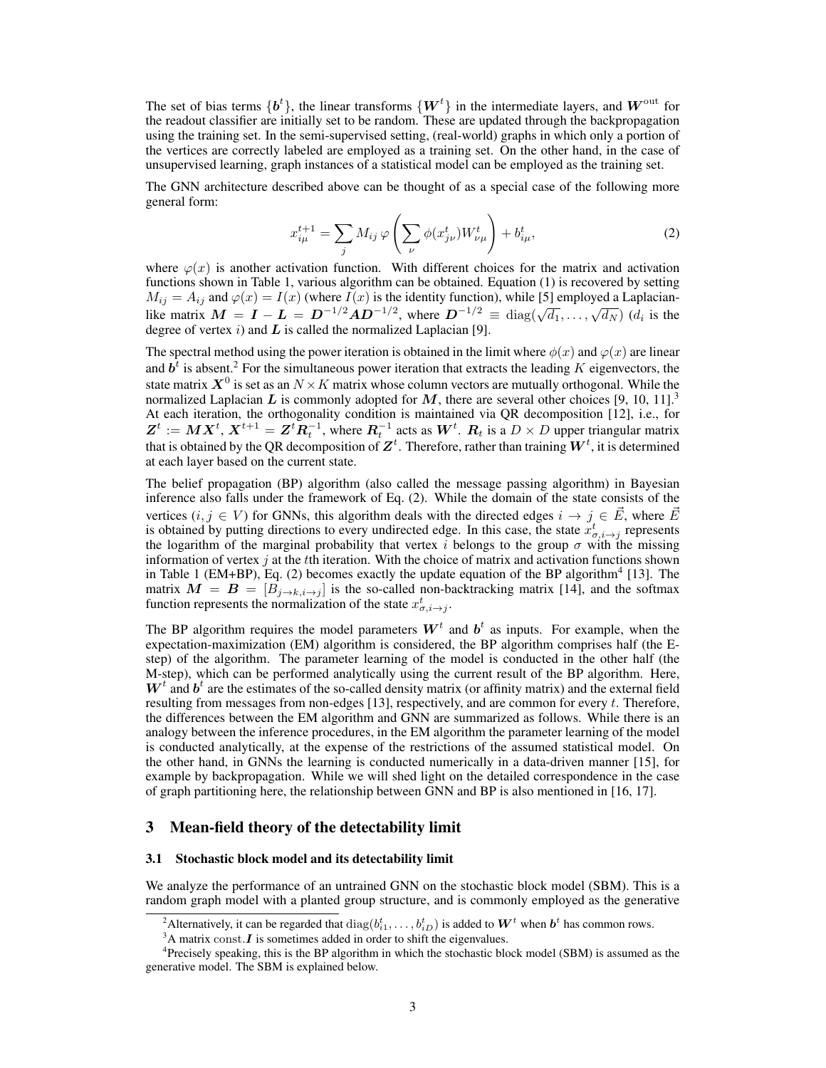The set of bias terms $\{\boldsymbol{b}^t\}$, the linear transforms $\{\boldsymbol{W}^t\}$ in the intermediate layers, and $\boldsymbol{W}^{\text{out}}$ for the readout classifier are initially set to be random. These are updated through the backpropagation using the training set. In the semi-supervised setting, (real-world) graphs in which only a portion of the vertices are correctly labeled are employed as a training set. On the other hand, in the case of unsupervised learning, graph instances of a statistical model can be employed as the training set.

The GNN architecture described above can be thought of as a special case of the following more general form:

$$x_{i\mu}^{t+1} = \sum_j M_{ij}\, \varphi\left( \sum_\nu \phi(x_{j\nu}^t) W_{\nu\mu}^t \right) + b_{i\mu}^t, \tag{2}$$

where $\varphi(x)$ is another activation function. With different choices for the matrix and activation functions shown in Table 1, various algorithm can be obtained. Equation (1) is recovered by setting $M_{ij} = A_{ij}$ and $\varphi(x) = I(x)$ (where $I(x)$ is the identity function), while [5] employed a Laplacian-like matrix $\boldsymbol{M} = \boldsymbol{I} - \boldsymbol{L} = \boldsymbol{D}^{-1/2}\boldsymbol{A}\boldsymbol{D}^{-1/2}$, where $\boldsymbol{D}^{-1/2} \equiv \text{diag}(\sqrt{d_1}, \dots, \sqrt{d_N})$ ($d_i$ is the degree of vertex $i$) and $\boldsymbol{L}$ is called the normalized Laplacian [9].

The spectral method using the power iteration is obtained in the limit where $\phi(x)$ and $\varphi(x)$ are linear and $\boldsymbol{b}^t$ is absent.[2] For the simultaneous power iteration that extracts the leading $K$ eigenvectors, the state matrix $\boldsymbol{X}^0$ is set as an $N \times K$ matrix whose column vectors are mutually orthogonal. While the normalized Laplacian $\boldsymbol{L}$ is commonly adopted for $\boldsymbol{M}$, there are several other choices [9, 10, 11].[3] At each iteration, the orthogonality condition is maintained via QR decomposition [12], i.e., for $\boldsymbol{Z}^t := \boldsymbol{M}\boldsymbol{X}^t$, $\boldsymbol{X}^{t+1} = \boldsymbol{Z}^t\boldsymbol{R}_t^{-1}$, where $\boldsymbol{R}_t^{-1}$ acts as $\boldsymbol{W}^t$. $\boldsymbol{R}_t$ is a $D \times D$ upper triangular matrix that is obtained by the QR decomposition of $\boldsymbol{Z}^t$. Therefore, rather than training $\boldsymbol{W}^t$, it is determined at each layer based on the current state.

The belief propagation (BP) algorithm (also called the message passing algorithm) in Bayesian inference also falls under the framework of Eq. (2). While the domain of the state consists of the vertices ($i, j \in V$) for GNNs, this algorithm deals with the directed edges $i \to j \in \vec{E}$, where $\vec{E}$ is obtained by putting directions to every undirected edge. In this case, the state $x_{\sigma, i\to j}^t$ represents the logarithm of the marginal probability that vertex $i$ belongs to the group $\sigma$ with the missing information of vertex $j$ at the $t$th iteration. With the choice of matrix and activation functions shown in Table 1 (EM+BP), Eq. (2) becomes exactly the update equation of the BP algorithm[4] [13]. The matrix $\boldsymbol{M} = \boldsymbol{B} = [B_{j\to k, i\to j}]$ is the so-called non-backtracking matrix [14], and the softmax function represents the normalization of the state $x_{\sigma, i\to j}^t$.

The BP algorithm requires the model parameters $\boldsymbol{W}^t$ and $\boldsymbol{b}^t$ as inputs. For example, when the expectation-maximization (EM) algorithm is considered, the BP algorithm comprises half (the E-step) of the algorithm. The parameter learning of the model is conducted in the other half (the M-step), which can be performed analytically using the current result of the BP algorithm. Here, $\boldsymbol{W}^t$ and $\boldsymbol{b}^t$ are the estimates of the so-called density matrix (or affinity matrix) and the external field resulting from messages from non-edges [13], respectively, and are common for every $t$. Therefore, the differences between the EM algorithm and GNN are summarized as follows. While there is an analogy between the inference procedures, in the EM algorithm the parameter learning of the model is conducted analytically, at the expense of the restrictions of the assumed statistical model. On the other hand, in GNNs the learning is conducted numerically in a data-driven manner [15], for example by backpropagation. While we will shed light on the detailed correspondence in the case of graph partitioning here, the relationship between GNN and BP is also mentioned in [16, 17].

## 3 Mean-field theory of the detectability limit

### 3.1 Stochastic block model and its detectability limit

We analyze the performance of an untrained GNN on the stochastic block model (SBM). This is a random graph model with a planted group structure, and is commonly employed as the generative

---

[2] Alternatively, it can be regarded that $\text{diag}(b_{i1}^t, \dots, b_{iD}^t)$ is added to $\boldsymbol{W}^t$ when $\boldsymbol{b}^t$ has common rows.

[3] A matrix $\text{const.}\boldsymbol{I}$ is sometimes added in order to shift the eigenvalues.

[4] Precisely speaking, this is the BP algorithm in which the stochastic block model (SBM) is assumed as the generative model. The SBM is explained below.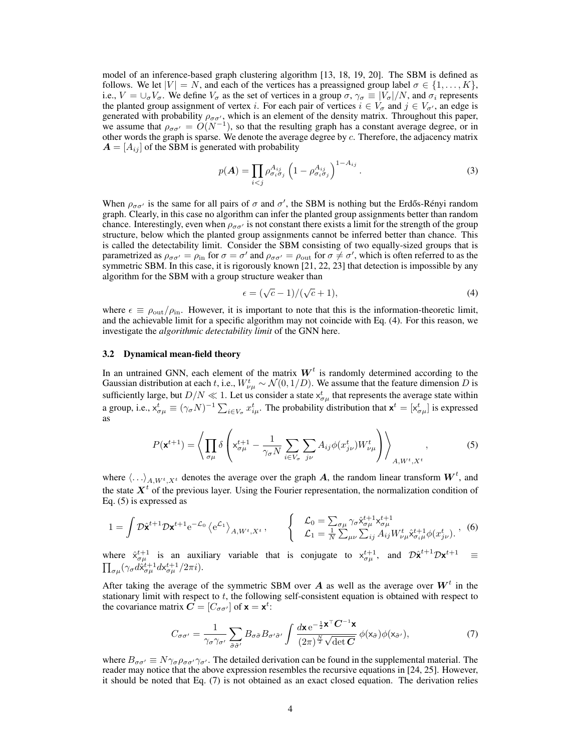model of an inference-based graph clustering algorithm [13, 18, 19, 20]. The SBM is defined as follows. We let $|V| = N$, and each of the vertices has a preassigned group label $\sigma \in \{1, \ldots, K\}$, i.e., $V = \cup_\sigma V_\sigma$. We define $V_\sigma$ as the set of vertices in a group $\sigma$, $\gamma_\sigma \equiv |V_\sigma|/N$, and $\sigma_i$ represents the planted group assignment of vertex $i$. For each pair of vertices $i \in V_\sigma$ and $j \in V_{\sigma'}$, an edge is generated with probability $\rho_{\sigma\sigma'}$, which is an element of the density matrix. Throughout this paper, we assume that $\rho_{\sigma\sigma'} = O(N^{-1})$, so that the resulting graph has a constant average degree, or in other words the graph is sparse. We denote the average degree by $c$. Therefore, the adjacency matrix $\boldsymbol{A} = [A_{ij}]$ of the SBM is generated with probability

$$p(\boldsymbol{A}) = \prod_{i<j} \rho_{\sigma_i \sigma_j}^{A_{ij}} \left(1 - \rho_{\sigma_i \sigma_j}^{A_{ij}}\right)^{1-A_{ij}}. \tag{3}$$

When $\rho_{\sigma\sigma'}$ is the same for all pairs of $\sigma$ and $\sigma'$, the SBM is nothing but the Erdős-Rényi random graph. Clearly, in this case no algorithm can infer the planted group assignments better than random chance. Interestingly, even when $\rho_{\sigma\sigma'}$ is not constant there exists a limit for the strength of the group structure, below which the planted group assignments cannot be inferred better than chance. This is called the detectability limit. Consider the SBM consisting of two equally-sized groups that is parametrized as $\rho_{\sigma\sigma'} = \rho_{\mathrm{in}}$ for $\sigma = \sigma'$ and $\rho_{\sigma\sigma'} = \rho_{\mathrm{out}}$ for $\sigma \neq \sigma'$, which is often referred to as the symmetric SBM. In this case, it is rigorously known [21, 22, 23] that detection is impossible by any algorithm for the SBM with a group structure weaker than

$$\epsilon = (\sqrt{c} - 1)/(\sqrt{c} + 1), \tag{4}$$

where $\epsilon \equiv \rho_{\mathrm{out}}/\rho_{\mathrm{in}}$. However, it is important to note that this is the information-theoretic limit, and the achievable limit for a specific algorithm may not coincide with Eq. (4). For this reason, we investigate the *algorithmic detectability limit* of the GNN here.

### 3.2 Dynamical mean-field theory

In an untrained GNN, each element of the matrix $\boldsymbol{W}^t$ is randomly determined according to the Gaussian distribution at each $t$, i.e., $W^t_{\nu\mu} \sim \mathcal{N}(0, 1/D)$. We assume that the feature dimension $D$ is sufficiently large, but $D/N \ll 1$. Let us consider a state $\mathsf{x}^t_{\sigma\mu}$ that represents the average state within a group, i.e., $\mathsf{x}^t_{\sigma\mu} \equiv (\gamma_\sigma N)^{-1} \sum_{i \in V_\sigma} x^t_{i\mu}$. The probability distribution that $\mathbf{x}^t = [\mathsf{x}^t_{\sigma\mu}]$ is expressed as

$$P(\mathbf{x}^{t+1}) = \left\langle \prod_{\sigma\mu} \delta\left( \mathsf{x}^{t+1}_{\sigma\mu} - \frac{1}{\gamma_\sigma N} \sum_{i \in V_\sigma} \sum_{j\nu} A_{ij} \phi(x^t_{j\nu}) W^t_{\nu\mu} \right) \right\rangle_{A, W^t, X^t}, \tag{5}$$

where $\langle \ldots \rangle_{A, W^t, X^t}$ denotes the average over the graph $\boldsymbol{A}$, the random linear transform $\boldsymbol{W}^t$, and the state $\boldsymbol{X}^t$ of the previous layer. Using the Fourier representation, the normalization condition of Eq. (5) is expressed as

$$1 = \int \mathcal{D}\hat{\mathbf{x}}^{t+1} \mathcal{D}\mathbf{x}^{t+1} \mathrm{e}^{-\mathcal{L}_0} \left\langle \mathrm{e}^{\mathcal{L}_1} \right\rangle_{A, W^t, X^t}, \qquad \left\{ \begin{array}{l} \mathcal{L}_0 = \sum_{\sigma\mu} \gamma_\sigma \hat{\mathsf{x}}^{t+1}_{\sigma\mu} \mathsf{x}^{t+1}_{\sigma\mu} \\ \mathcal{L}_1 = \frac{1}{N} \sum_{\mu\nu} \sum_{ij} A_{ij} W^t_{\nu\mu} \hat{\mathsf{x}}^{t+1}_{\sigma_i \mu} \phi(x^t_{j\nu}) \end{array} \right., \tag{6}$$

where $\hat{\mathsf{x}}^{t+1}_{\sigma\mu}$ is an auxiliary variable that is conjugate to $\mathsf{x}^{t+1}_{\sigma\mu}$, and $\mathcal{D}\hat{\mathbf{x}}^{t+1} \mathcal{D}\mathbf{x}^{t+1} \equiv \prod_{\sigma\mu} (\gamma_\sigma d\hat{\mathsf{x}}^{t+1}_{\sigma\mu} d\mathsf{x}^{t+1}_{\sigma\mu} / 2\pi i)$.

After taking the average of the symmetric SBM over $\boldsymbol{A}$ as well as the average over $\boldsymbol{W}^t$ in the stationary limit with respect to $t$, the following self-consistent equation is obtained with respect to the covariance matrix $\boldsymbol{C} = [C_{\sigma\sigma'}]$ of $\mathbf{x} = \mathbf{x}^t$:

$$C_{\sigma\sigma'} = \frac{1}{\gamma_\sigma \gamma_{\sigma'}} \sum_{\tilde{\sigma}\tilde{\sigma}'} B_{\sigma\tilde{\sigma}} B_{\sigma'\tilde{\sigma}'} \int \frac{d\mathbf{x}\, \mathrm{e}^{-\frac{1}{2}\mathbf{x}^\top \boldsymbol{C}^{-1} \mathbf{x}}}{(2\pi)^{\frac{N}{2}} \sqrt{\det \boldsymbol{C}}} \, \phi(\mathsf{x}_{\tilde{\sigma}}) \phi(\mathsf{x}_{\tilde{\sigma}'}), \tag{7}$$

where $B_{\sigma\sigma'} \equiv N \gamma_\sigma \rho_{\sigma\sigma'} \gamma_{\sigma'}$. The detailed derivation can be found in the supplemental material. The reader may notice that the above expression resembles the recursive equations in [24, 25]. However, it should be noted that Eq. (7) is not obtained as an exact closed equation. The derivation relies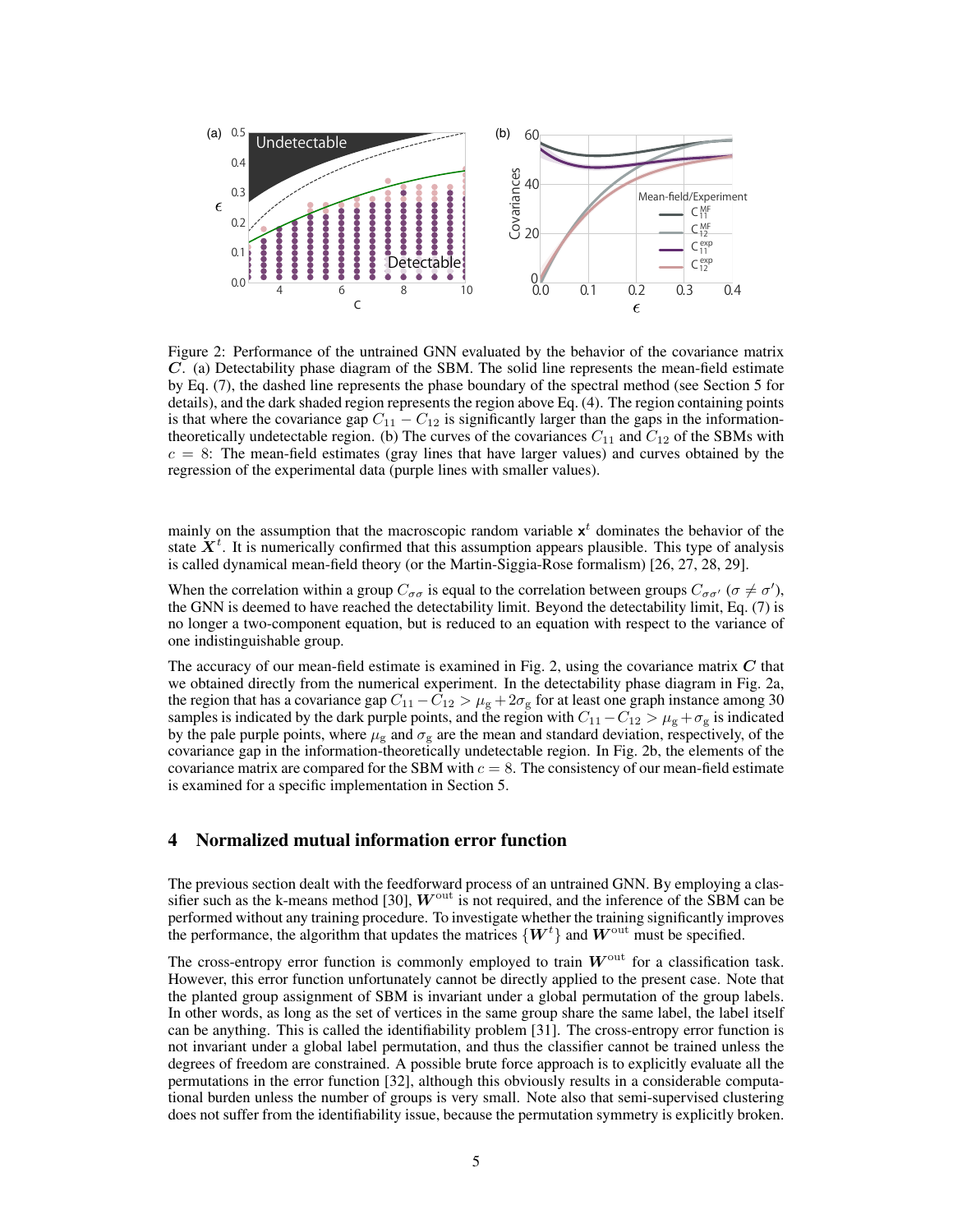Figure 2: Performance of the untrained GNN evaluated by the behavior of the covariance matrix $\boldsymbol{C}$. (a) Detectability phase diagram of the SBM. The solid line represents the mean-field estimate by Eq. (7), the dashed line represents the phase boundary of the spectral method (see Section 5 for details), and the dark shaded region represents the region above Eq. (4). The region containing points is that where the covariance gap $C_{11} - C_{12}$ is significantly larger than the gaps in the information-theoretically undetectable region. (b) The curves of the covariances $C_{11}$ and $C_{12}$ of the SBMs with $c = 8$: The mean-field estimates (gray lines that have larger values) and curves obtained by the regression of the experimental data (purple lines with smaller values).

mainly on the assumption that the macroscopic random variable $\mathsf{x}^t$ dominates the behavior of the state $\boldsymbol{X}^t$. It is numerically confirmed that this assumption appears plausible. This type of analysis is called dynamical mean-field theory (or the Martin-Siggia-Rose formalism) [26, 27, 28, 29].

When the correlation within a group $C_{\sigma\sigma}$ is equal to the correlation between groups $C_{\sigma\sigma'}$ ($\sigma \neq \sigma'$), the GNN is deemed to have reached the detectability limit. Beyond the detectability limit, Eq. (7) is no longer a two-component equation, but is reduced to an equation with respect to the variance of one indistinguishable group.

The accuracy of our mean-field estimate is examined in Fig. 2, using the covariance matrix $\boldsymbol{C}$ that we obtained directly from the numerical experiment. In the detectability phase diagram in Fig. 2a, the region that has a covariance gap $C_{11} - C_{12} > \mu_{\mathrm{g}} + 2\sigma_{\mathrm{g}}$ for at least one graph instance among 30 samples is indicated by the dark purple points, and the region with $C_{11} - C_{12} > \mu_{\mathrm{g}} + \sigma_{\mathrm{g}}$ is indicated by the pale purple points, where $\mu_{\mathrm{g}}$ and $\sigma_{\mathrm{g}}$ are the mean and standard deviation, respectively, of the covariance gap in the information-theoretically undetectable region. In Fig. 2b, the elements of the covariance matrix are compared for the SBM with $c = 8$. The consistency of our mean-field estimate is examined for a specific implementation in Section 5.

## 4 Normalized mutual information error function

The previous section dealt with the feedforward process of an untrained GNN. By employing a classifier such as the k-means method [30], $\boldsymbol{W}^{\mathrm{out}}$ is not required, and the inference of the SBM can be performed without any training procedure. To investigate whether the training significantly improves the performance, the algorithm that updates the matrices $\{\boldsymbol{W}^t\}$ and $\boldsymbol{W}^{\mathrm{out}}$ must be specified.

The cross-entropy error function is commonly employed to train $\boldsymbol{W}^{\mathrm{out}}$ for a classification task. However, this error function unfortunately cannot be directly applied to the present case. Note that the planted group assignment of SBM is invariant under a global permutation of the group labels. In other words, as long as the set of vertices in the same group share the same label, the label itself can be anything. This is called the identifiability problem [31]. The cross-entropy error function is not invariant under a global label permutation, and thus the classifier cannot be trained unless the degrees of freedom are constrained. A possible brute force approach is to explicitly evaluate all the permutations in the error function [32], although this obviously results in a considerable computational burden unless the number of groups is very small. Note also that semi-supervised clustering does not suffer from the identifiability issue, because the permutation symmetry is explicitly broken.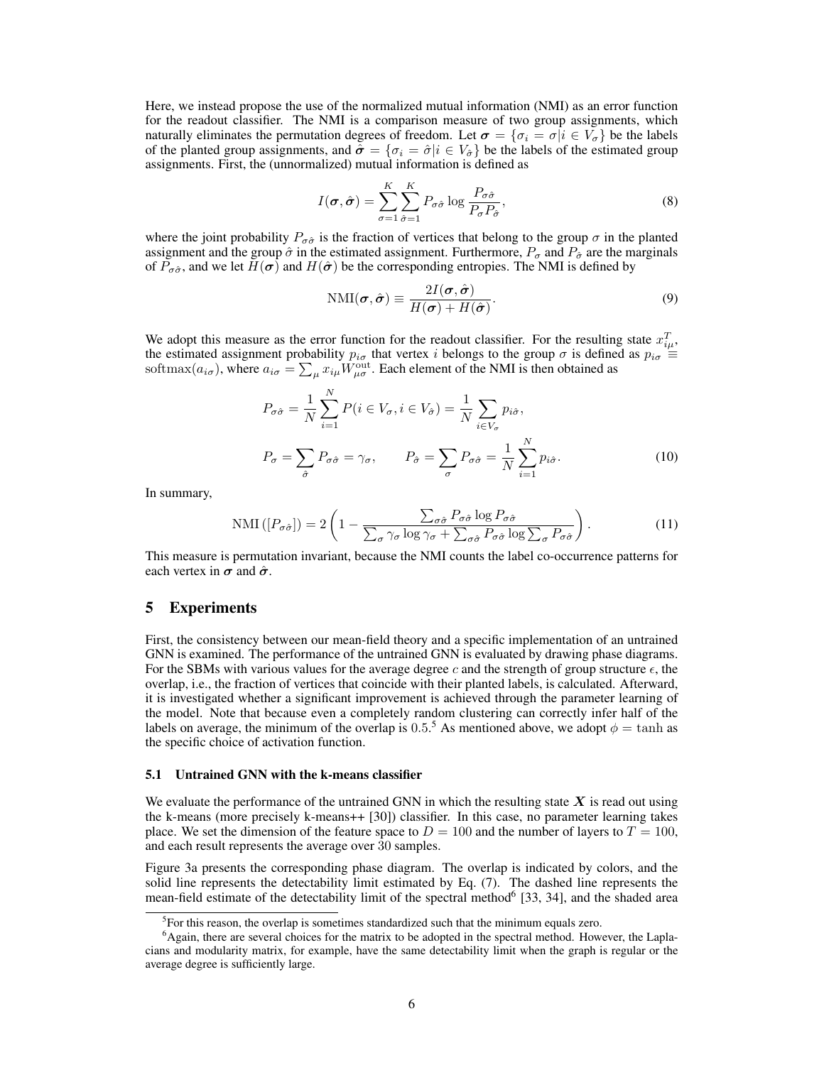Here, we instead propose the use of the normalized mutual information (NMI) as an error function for the readout classifier. The NMI is a comparison measure of two group assignments, which naturally eliminates the permutation degrees of freedom. Let $\boldsymbol{\sigma} = \{\sigma_i = \sigma | i \in V_\sigma\}$ be the labels of the planted group assignments, and $\hat{\boldsymbol{\sigma}} = \{\sigma_i = \hat{\sigma} | i \in V_{\hat{\sigma}}\}$ be the labels of the estimated group assignments. First, the (unnormalized) mutual information is defined as

$$I(\boldsymbol{\sigma}, \hat{\boldsymbol{\sigma}}) = \sum_{\sigma=1}^{K} \sum_{\hat{\sigma}=1}^{K} P_{\sigma\hat{\sigma}} \log \frac{P_{\sigma\hat{\sigma}}}{P_\sigma P_{\hat{\sigma}}}, \tag{8}$$

where the joint probability $P_{\sigma\hat{\sigma}}$ is the fraction of vertices that belong to the group $\sigma$ in the planted assignment and the group $\hat{\sigma}$ in the estimated assignment. Furthermore, $P_\sigma$ and $P_{\hat{\sigma}}$ are the marginals of $P_{\sigma\hat{\sigma}}$, and we let $H(\boldsymbol{\sigma})$ and $H(\hat{\boldsymbol{\sigma}})$ be the corresponding entropies. The NMI is defined by

$$\mathrm{NMI}(\boldsymbol{\sigma}, \hat{\boldsymbol{\sigma}}) \equiv \frac{2I(\boldsymbol{\sigma}, \hat{\boldsymbol{\sigma}})}{H(\boldsymbol{\sigma}) + H(\hat{\boldsymbol{\sigma}})}. \tag{9}$$

We adopt this measure as the error function for the readout classifier. For the resulting state $x_{i\mu}^T$, the estimated assignment probability $p_{i\sigma}$ that vertex $i$ belongs to the group $\sigma$ is defined as $p_{i\sigma} \equiv \mathrm{softmax}(a_{i\sigma})$, where $a_{i\sigma} = \sum_\mu x_{i\mu} W_{\mu\sigma}^{\mathrm{out}}$. Each element of the NMI is then obtained as

$$\begin{aligned}
P_{\sigma\hat{\sigma}} &= \frac{1}{N} \sum_{i=1}^{N} P(i \in V_\sigma, i \in V_{\hat{\sigma}}) = \frac{1}{N} \sum_{i \in V_\sigma} p_{i\hat{\sigma}}, \\
P_\sigma &= \sum_{\hat{\sigma}} P_{\sigma\hat{\sigma}} = \gamma_\sigma, \qquad P_{\hat{\sigma}} = \sum_\sigma P_{\sigma\hat{\sigma}} = \frac{1}{N} \sum_{i=1}^{N} p_{i\hat{\sigma}}.
\end{aligned} \tag{10}$$

In summary,

$$\mathrm{NMI}\left([P_{\sigma\hat{\sigma}}]\right) = 2\left(1 - \frac{\sum_{\sigma\hat{\sigma}} P_{\sigma\hat{\sigma}} \log P_{\sigma\hat{\sigma}}}{\sum_\sigma \gamma_\sigma \log \gamma_\sigma + \sum_{\sigma\hat{\sigma}} P_{\sigma\hat{\sigma}} \log \sum_\sigma P_{\sigma\hat{\sigma}}}\right). \tag{11}$$

This measure is permutation invariant, because the NMI counts the label co-occurrence patterns for each vertex in $\boldsymbol{\sigma}$ and $\hat{\boldsymbol{\sigma}}$.

## 5 Experiments

First, the consistency between our mean-field theory and a specific implementation of an untrained GNN is examined. The performance of the untrained GNN is evaluated by drawing phase diagrams. For the SBMs with various values for the average degree $c$ and the strength of group structure $\epsilon$, the overlap, i.e., the fraction of vertices that coincide with their planted labels, is calculated. Afterward, it is investigated whether a significant improvement is achieved through the parameter learning of the model. Note that because even a completely random clustering can correctly infer half of the labels on average, the minimum of the overlap is 0.5.[5] As mentioned above, we adopt $\phi = \tanh$ as the specific choice of activation function.

### 5.1 Untrained GNN with the k-means classifier

We evaluate the performance of the untrained GNN in which the resulting state $\boldsymbol{X}$ is read out using the k-means (more precisely k-means++ [30]) classifier. In this case, no parameter learning takes place. We set the dimension of the feature space to $D = 100$ and the number of layers to $T = 100$, and each result represents the average over 30 samples.

Figure 3a presents the corresponding phase diagram. The overlap is indicated by colors, and the solid line represents the detectability limit estimated by Eq. (7). The dashed line represents the mean-field estimate of the detectability limit of the spectral method[6] [33, 34], and the shaded area

---

[5] For this reason, the overlap is sometimes standardized such that the minimum equals zero.

[6] Again, there are several choices for the matrix to be adopted in the spectral method. However, the Laplacians and modularity matrix, for example, have the same detectability limit when the graph is regular or the average degree is sufficiently large.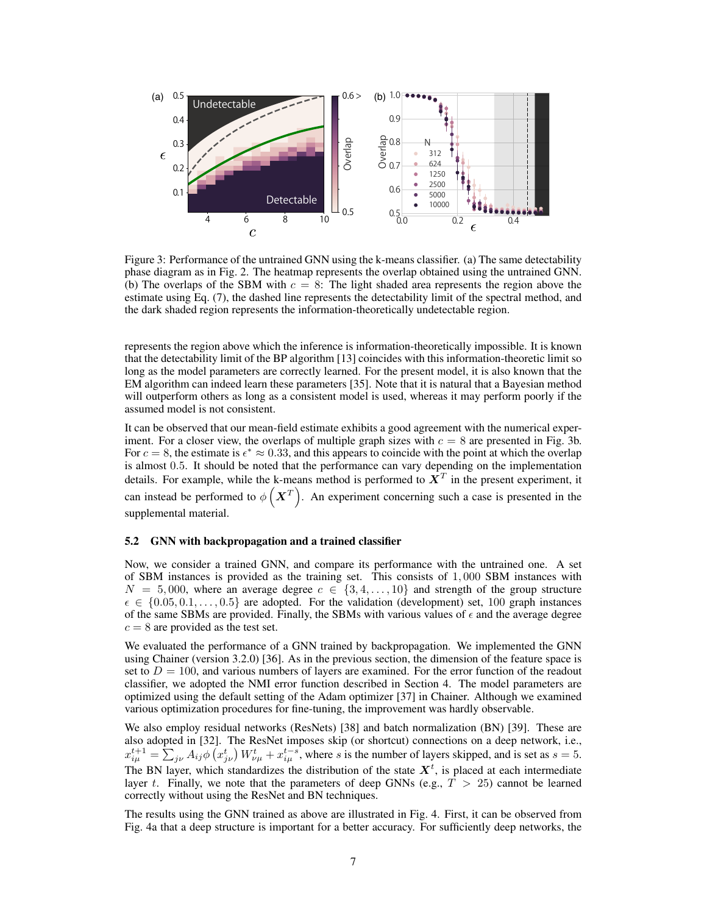Figure 3: Performance of the untrained GNN using the k-means classifier. (a) The same detectability phase diagram as in Fig. 2. The heatmap represents the overlap obtained using the untrained GNN. (b) The overlaps of the SBM with $c = 8$: The light shaded area represents the region above the estimate using Eq. (7), the dashed line represents the detectability limit of the spectral method, and the dark shaded region represents the information-theoretically undetectable region.

represents the region above which the inference is information-theoretically impossible. It is known that the detectability limit of the BP algorithm [13] coincides with this information-theoretic limit so long as the model parameters are correctly learned. For the present model, it is also known that the EM algorithm can indeed learn these parameters [35]. Note that it is natural that a Bayesian method will outperform others as long as a consistent model is used, whereas it may perform poorly if the assumed model is not consistent.

It can be observed that our mean-field estimate exhibits a good agreement with the numerical experiment. For a closer view, the overlaps of multiple graph sizes with $c = 8$ are presented in Fig. 3b. For $c = 8$, the estimate is $\epsilon^* \approx 0.33$, and this appears to coincide with the point at which the overlap is almost 0.5. It should be noted that the performance can vary depending on the implementation details. For example, while the k-means method is performed to $\boldsymbol{X}^T$ in the present experiment, it can instead be performed to $\phi\left(\boldsymbol{X}^T\right)$. An experiment concerning such a case is presented in the supplemental material.

### 5.2 GNN with backpropagation and a trained classifier

Now, we consider a trained GNN, and compare its performance with the untrained one. A set of SBM instances is provided as the training set. This consists of 1,000 SBM instances with $N = 5{,}000$, where an average degree $c \in \{3, 4, \ldots, 10\}$ and strength of the group structure $\epsilon \in \{0.05, 0.1, \ldots, 0.5\}$ are adopted. For the validation (development) set, 100 graph instances of the same SBMs are provided. Finally, the SBMs with various values of $\epsilon$ and the average degree $c = 8$ are provided as the test set.

We evaluated the performance of a GNN trained by backpropagation. We implemented the GNN using Chainer (version 3.2.0) [36]. As in the previous section, the dimension of the feature space is set to $D = 100$, and various numbers of layers are examined. For the error function of the readout classifier, we adopted the NMI error function described in Section 4. The model parameters are optimized using the default setting of the Adam optimizer [37] in Chainer. Although we examined various optimization procedures for fine-tuning, the improvement was hardly observable.

We also employ residual networks (ResNets) [38] and batch normalization (BN) [39]. These are also adopted in [32]. The ResNet imposes skip (or shortcut) connections on a deep network, i.e., $x_{i\mu}^{t+1} = \sum_{j\nu} A_{ij}\phi\left(x_{j\nu}^t\right) W_{\nu\mu}^t + x_{i\mu}^{t-s}$, where $s$ is the number of layers skipped, and is set as $s = 5$. The BN layer, which standardizes the distribution of the state $\boldsymbol{X}^t$, is placed at each intermediate layer $t$. Finally, we note that the parameters of deep GNNs (e.g., $T > 25$) cannot be learned correctly without using the ResNet and BN techniques.

The results using the GNN trained as above are illustrated in Fig. 4. First, it can be observed from Fig. 4a that a deep structure is important for a better accuracy. For sufficiently deep networks, the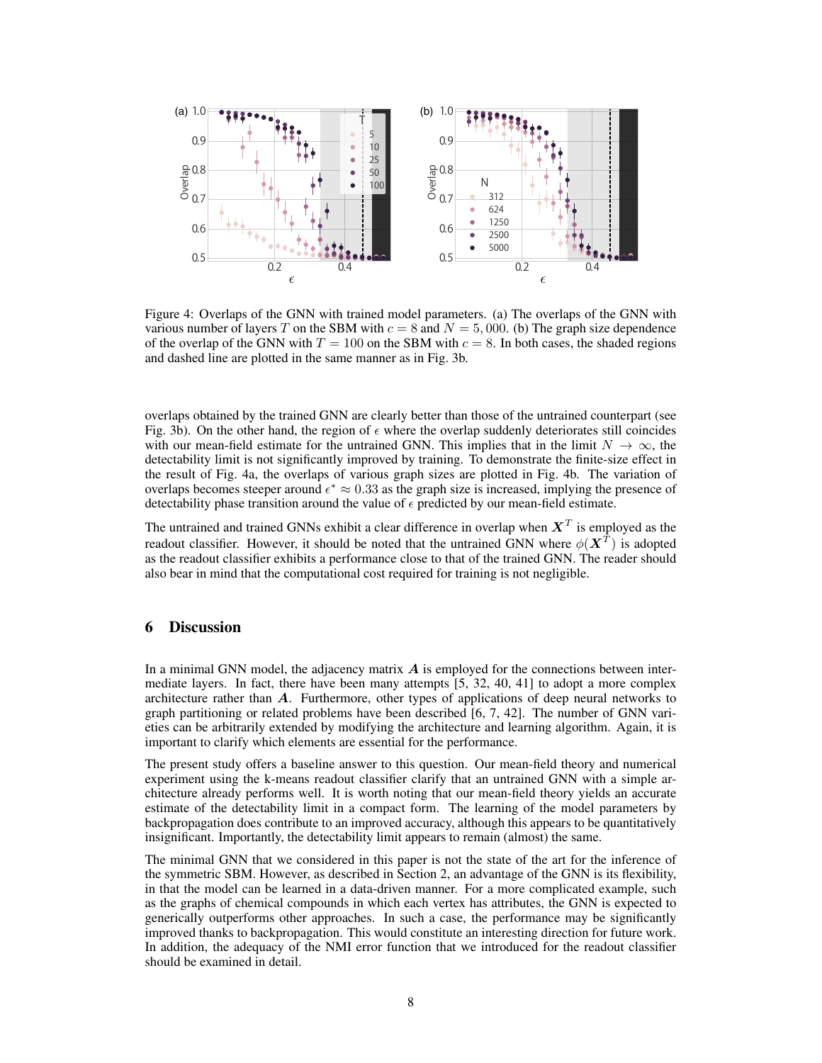Figure 4: Overlaps of the GNN with trained model parameters. (a) The overlaps of the GNN with various number of layers $T$ on the SBM with $c = 8$ and $N = 5,000$. (b) The graph size dependence of the overlap of the GNN with $T = 100$ on the SBM with $c = 8$. In both cases, the shaded regions and dashed line are plotted in the same manner as in Fig. 3b.

overlaps obtained by the trained GNN are clearly better than those of the untrained counterpart (see Fig. 3b). On the other hand, the region of $\epsilon$ where the overlap suddenly deteriorates still coincides with our mean-field estimate for the untrained GNN. This implies that in the limit $N \to \infty$, the detectability limit is not significantly improved by training. To demonstrate the finite-size effect in the result of Fig. 4a, the overlaps of various graph sizes are plotted in Fig. 4b. The variation of overlaps becomes steeper around $\epsilon^* \approx 0.33$ as the graph size is increased, implying the presence of detectability phase transition around the value of $\epsilon$ predicted by our mean-field estimate.

The untrained and trained GNNs exhibit a clear difference in overlap when $\boldsymbol{X}^T$ is employed as the readout classifier. However, it should be noted that the untrained GNN where $\phi(\boldsymbol{X}^T)$ is adopted as the readout classifier exhibits a performance close to that of the trained GNN. The reader should also bear in mind that the computational cost required for training is not negligible.

## 6 Discussion

In a minimal GNN model, the adjacency matrix $\boldsymbol{A}$ is employed for the connections between intermediate layers. In fact, there have been many attempts [5, 32, 40, 41] to adopt a more complex architecture rather than $\boldsymbol{A}$. Furthermore, other types of applications of deep neural networks to graph partitioning or related problems have been described [6, 7, 42]. The number of GNN varieties can be arbitrarily extended by modifying the architecture and learning algorithm. Again, it is important to clarify which elements are essential for the performance.

The present study offers a baseline answer to this question. Our mean-field theory and numerical experiment using the k-means readout classifier clarify that an untrained GNN with a simple architecture already performs well. It is worth noting that our mean-field theory yields an accurate estimate of the detectability limit in a compact form. The learning of the model parameters by backpropagation does contribute to an improved accuracy, although this appears to be quantitatively insignificant. Importantly, the detectability limit appears to remain (almost) the same.

The minimal GNN that we considered in this paper is not the state of the art for the inference of the symmetric SBM. However, as described in Section 2, an advantage of the GNN is its flexibility, in that the model can be learned in a data-driven manner. For a more complicated example, such as the graphs of chemical compounds in which each vertex has attributes, the GNN is expected to generically outperform other approaches. In such a case, the performance may be significantly improved thanks to backpropagation. This would constitute an interesting direction for future work. In addition, the adequacy of the NMI error function that we introduced for the readout classifier should be examined in detail.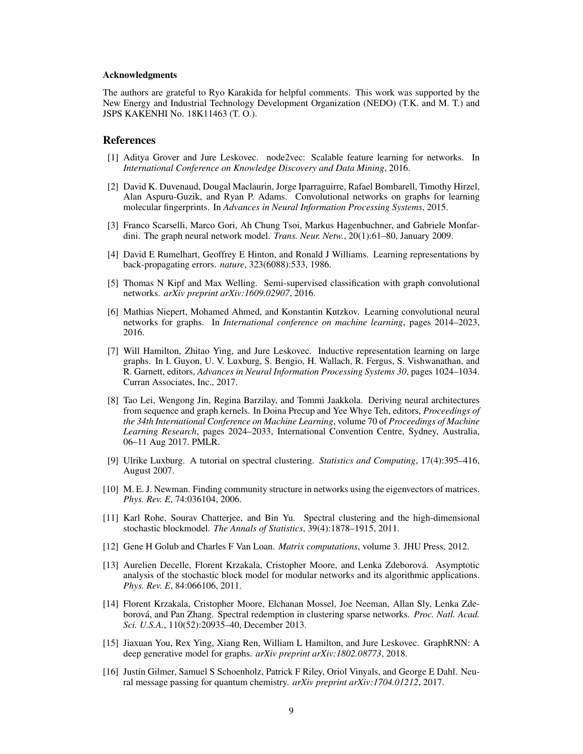#### Acknowledgments

The authors are grateful to Ryo Karakida for helpful comments. This work was supported by the New Energy and Industrial Technology Development Organization (NEDO) (T.K. and M. T.) and JSPS KAKENHI No. 18K11463 (T. O.).

## References

[1] Aditya Grover and Jure Leskovec. node2vec: Scalable feature learning for networks. In *International Conference on Knowledge Discovery and Data Mining*, 2016.

[2] David K. Duvenaud, Dougal Maclaurin, Jorge Iparraguirre, Rafael Bombarell, Timothy Hirzel, Alan Aspuru-Guzik, and Ryan P. Adams. Convolutional networks on graphs for learning molecular fingerprints. In *Advances in Neural Information Processing Systems*, 2015.

[3] Franco Scarselli, Marco Gori, Ah Chung Tsoi, Markus Hagenbuchner, and Gabriele Monfardini. The graph neural network model. *Trans. Neur. Netw.*, 20(1):61–80, January 2009.

[4] David E Rumelhart, Geoffrey E Hinton, and Ronald J Williams. Learning representations by back-propagating errors. *nature*, 323(6088):533, 1986.

[5] Thomas N Kipf and Max Welling. Semi-supervised classification with graph convolutional networks. *arXiv preprint arXiv:1609.02907*, 2016.

[6] Mathias Niepert, Mohamed Ahmed, and Konstantin Kutzkov. Learning convolutional neural networks for graphs. In *International conference on machine learning*, pages 2014–2023, 2016.

[7] Will Hamilton, Zhitao Ying, and Jure Leskovec. Inductive representation learning on large graphs. In I. Guyon, U. V. Luxburg, S. Bengio, H. Wallach, R. Fergus, S. Vishwanathan, and R. Garnett, editors, *Advances in Neural Information Processing Systems 30*, pages 1024–1034. Curran Associates, Inc., 2017.

[8] Tao Lei, Wengong Jin, Regina Barzilay, and Tommi Jaakkola. Deriving neural architectures from sequence and graph kernels. In Doina Precup and Yee Whye Teh, editors, *Proceedings of the 34th International Conference on Machine Learning*, volume 70 of *Proceedings of Machine Learning Research*, pages 2024–2033, International Convention Centre, Sydney, Australia, 06–11 Aug 2017. PMLR.

[9] Ulrike Luxburg. A tutorial on spectral clustering. *Statistics and Computing*, 17(4):395–416, August 2007.

[10] M. E. J. Newman. Finding community structure in networks using the eigenvectors of matrices. *Phys. Rev. E*, 74:036104, 2006.

[11] Karl Rohe, Sourav Chatterjee, and Bin Yu. Spectral clustering and the high-dimensional stochastic blockmodel. *The Annals of Statistics*, 39(4):1878–1915, 2011.

[12] Gene H Golub and Charles F Van Loan. *Matrix computations*, volume 3. JHU Press, 2012.

[13] Aurelien Decelle, Florent Krzakala, Cristopher Moore, and Lenka Zdeborová. Asymptotic analysis of the stochastic block model for modular networks and its algorithmic applications. *Phys. Rev. E*, 84:066106, 2011.

[14] Florent Krzakala, Cristopher Moore, Elchanan Mossel, Joe Neeman, Allan Sly, Lenka Zdeborová, and Pan Zhang. Spectral redemption in clustering sparse networks. *Proc. Natl. Acad. Sci. U.S.A.*, 110(52):20935–40, December 2013.

[15] Jiaxuan You, Rex Ying, Xiang Ren, William L Hamilton, and Jure Leskovec. GraphRNN: A deep generative model for graphs. *arXiv preprint arXiv:1802.08773*, 2018.

[16] Justin Gilmer, Samuel S Schoenholz, Patrick F Riley, Oriol Vinyals, and George E Dahl. Neural message passing for quantum chemistry. *arXiv preprint arXiv:1704.01212*, 2017.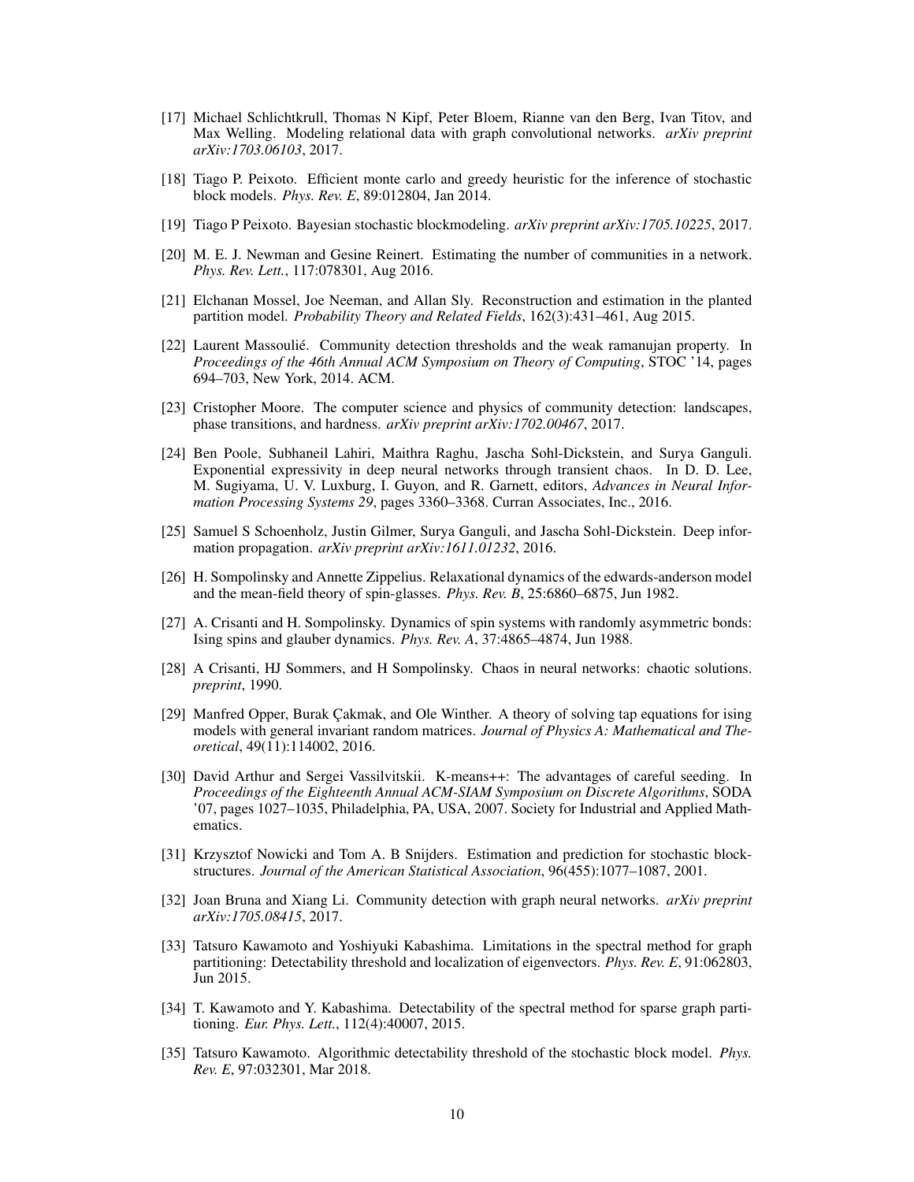[17] Michael Schlichtkrull, Thomas N Kipf, Peter Bloem, Rianne van den Berg, Ivan Titov, and Max Welling. Modeling relational data with graph convolutional networks. *arXiv preprint arXiv:1703.06103*, 2017.

[18] Tiago P. Peixoto. Efficient monte carlo and greedy heuristic for the inference of stochastic block models. *Phys. Rev. E*, 89:012804, Jan 2014.

[19] Tiago P Peixoto. Bayesian stochastic blockmodeling. *arXiv preprint arXiv:1705.10225*, 2017.

[20] M. E. J. Newman and Gesine Reinert. Estimating the number of communities in a network. *Phys. Rev. Lett.*, 117:078301, Aug 2016.

[21] Elchanan Mossel, Joe Neeman, and Allan Sly. Reconstruction and estimation in the planted partition model. *Probability Theory and Related Fields*, 162(3):431–461, Aug 2015.

[22] Laurent Massoulié. Community detection thresholds and the weak ramanujan property. In *Proceedings of the 46th Annual ACM Symposium on Theory of Computing*, STOC '14, pages 694–703, New York, 2014. ACM.

[23] Cristopher Moore. The computer science and physics of community detection: landscapes, phase transitions, and hardness. *arXiv preprint arXiv:1702.00467*, 2017.

[24] Ben Poole, Subhaneil Lahiri, Maithra Raghu, Jascha Sohl-Dickstein, and Surya Ganguli. Exponential expressivity in deep neural networks through transient chaos. In D. D. Lee, M. Sugiyama, U. V. Luxburg, I. Guyon, and R. Garnett, editors, *Advances in Neural Information Processing Systems 29*, pages 3360–3368. Curran Associates, Inc., 2016.

[25] Samuel S Schoenholz, Justin Gilmer, Surya Ganguli, and Jascha Sohl-Dickstein. Deep information propagation. *arXiv preprint arXiv:1611.01232*, 2016.

[26] H. Sompolinsky and Annette Zippelius. Relaxational dynamics of the edwards-anderson model and the mean-field theory of spin-glasses. *Phys. Rev. B*, 25:6860–6875, Jun 1982.

[27] A. Crisanti and H. Sompolinsky. Dynamics of spin systems with randomly asymmetric bonds: Ising spins and glauber dynamics. *Phys. Rev. A*, 37:4865–4874, Jun 1988.

[28] A Crisanti, HJ Sommers, and H Sompolinsky. Chaos in neural networks: chaotic solutions. *preprint*, 1990.

[29] Manfred Opper, Burak Çakmak, and Ole Winther. A theory of solving tap equations for ising models with general invariant random matrices. *Journal of Physics A: Mathematical and Theoretical*, 49(11):114002, 2016.

[30] David Arthur and Sergei Vassilvitskii. K-means++: The advantages of careful seeding. In *Proceedings of the Eighteenth Annual ACM-SIAM Symposium on Discrete Algorithms*, SODA '07, pages 1027–1035, Philadelphia, PA, USA, 2007. Society for Industrial and Applied Mathematics.

[31] Krzysztof Nowicki and Tom A. B Snijders. Estimation and prediction for stochastic blockstructures. *Journal of the American Statistical Association*, 96(455):1077–1087, 2001.

[32] Joan Bruna and Xiang Li. Community detection with graph neural networks. *arXiv preprint arXiv:1705.08415*, 2017.

[33] Tatsuro Kawamoto and Yoshiyuki Kabashima. Limitations in the spectral method for graph partitioning: Detectability threshold and localization of eigenvectors. *Phys. Rev. E*, 91:062803, Jun 2015.

[34] T. Kawamoto and Y. Kabashima. Detectability of the spectral method for sparse graph partitioning. *Eur. Phys. Lett.*, 112(4):40007, 2015.

[35] Tatsuro Kawamoto. Algorithmic detectability threshold of the stochastic block model. *Phys. Rev. E*, 97:032301, Mar 2018.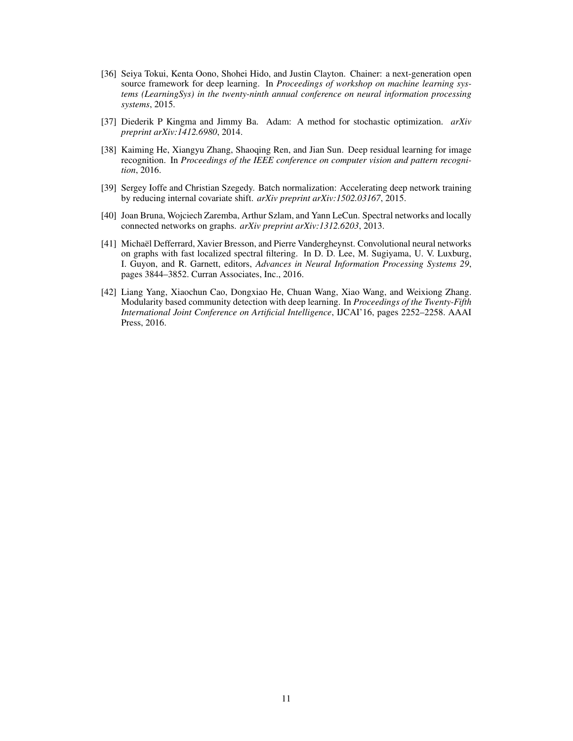[36] Seiya Tokui, Kenta Oono, Shohei Hido, and Justin Clayton. Chainer: a next-generation open source framework for deep learning. In *Proceedings of workshop on machine learning systems (LearningSys) in the twenty-ninth annual conference on neural information processing systems*, 2015.

[37] Diederik P Kingma and Jimmy Ba. Adam: A method for stochastic optimization. *arXiv preprint arXiv:1412.6980*, 2014.

[38] Kaiming He, Xiangyu Zhang, Shaoqing Ren, and Jian Sun. Deep residual learning for image recognition. In *Proceedings of the IEEE conference on computer vision and pattern recognition*, 2016.

[39] Sergey Ioffe and Christian Szegedy. Batch normalization: Accelerating deep network training by reducing internal covariate shift. *arXiv preprint arXiv:1502.03167*, 2015.

[40] Joan Bruna, Wojciech Zaremba, Arthur Szlam, and Yann LeCun. Spectral networks and locally connected networks on graphs. *arXiv preprint arXiv:1312.6203*, 2013.

[41] Michaël Defferrard, Xavier Bresson, and Pierre Vandergheynst. Convolutional neural networks on graphs with fast localized spectral filtering. In D. D. Lee, M. Sugiyama, U. V. Luxburg, I. Guyon, and R. Garnett, editors, *Advances in Neural Information Processing Systems 29*, pages 3844–3852. Curran Associates, Inc., 2016.

[42] Liang Yang, Xiaochun Cao, Dongxiao He, Chuan Wang, Xiao Wang, and Weixiong Zhang. Modularity based community detection with deep learning. In *Proceedings of the Twenty-Fifth International Joint Conference on Artificial Intelligence*, IJCAI'16, pages 2252–2258. AAAI Press, 2016.